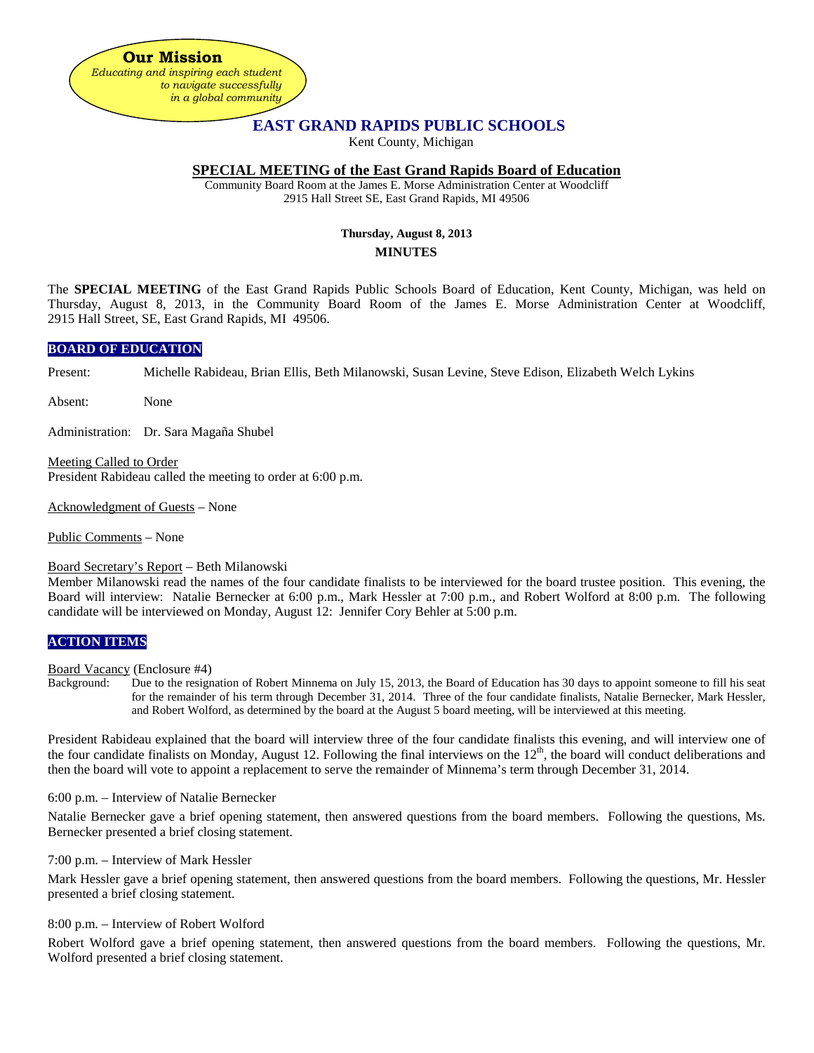**Our Mission**
*Educating and inspiring each student to navigate successfully in a global community*

# EAST GRAND RAPIDS PUBLIC SCHOOLS

Kent County, Michigan

## SPECIAL MEETING of the East Grand Rapids Board of Education

Community Board Room at the James E. Morse Administration Center at Woodcliff
2915 Hall Street SE, East Grand Rapids, MI 49506

**Thursday, August 8, 2013**

**MINUTES**

The **SPECIAL MEETING** of the East Grand Rapids Public Schools Board of Education, Kent County, Michigan, was held on Thursday, August 8, 2013, in the Community Board Room of the James E. Morse Administration Center at Woodcliff, 2915 Hall Street, SE, East Grand Rapids, MI 49506.

### BOARD OF EDUCATION

Present: Michelle Rabideau, Brian Ellis, Beth Milanowski, Susan Levine, Steve Edison, Elizabeth Welch Lykins

Absent: None

Administration: Dr. Sara Magaña Shubel

Meeting Called to Order
President Rabideau called the meeting to order at 6:00 p.m.

Acknowledgment of Guests – None

Public Comments – None

Board Secretary's Report – Beth Milanowski
Member Milanowski read the names of the four candidate finalists to be interviewed for the board trustee position. This evening, the Board will interview: Natalie Bernecker at 6:00 p.m., Mark Hessler at 7:00 p.m., and Robert Wolford at 8:00 p.m. The following candidate will be interviewed on Monday, August 12: Jennifer Cory Behler at 5:00 p.m.

### ACTION ITEMS

Board Vacancy (Enclosure #4)
Background: Due to the resignation of Robert Minnema on July 15, 2013, the Board of Education has 30 days to appoint someone to fill his seat for the remainder of his term through December 31, 2014. Three of the four candidate finalists, Natalie Bernecker, Mark Hessler, and Robert Wolford, as determined by the board at the August 5 board meeting, will be interviewed at this meeting.

President Rabideau explained that the board will interview three of the four candidate finalists this evening, and will interview one of the four candidate finalists on Monday, August 12. Following the final interviews on the 12th, the board will conduct deliberations and then the board will vote to appoint a replacement to serve the remainder of Minnema's term through December 31, 2014.

6:00 p.m. – Interview of Natalie Bernecker

Natalie Bernecker gave a brief opening statement, then answered questions from the board members. Following the questions, Ms. Bernecker presented a brief closing statement.

7:00 p.m. – Interview of Mark Hessler

Mark Hessler gave a brief opening statement, then answered questions from the board members. Following the questions, Mr. Hessler presented a brief closing statement.

8:00 p.m. – Interview of Robert Wolford

Robert Wolford gave a brief opening statement, then answered questions from the board members. Following the questions, Mr. Wolford presented a brief closing statement.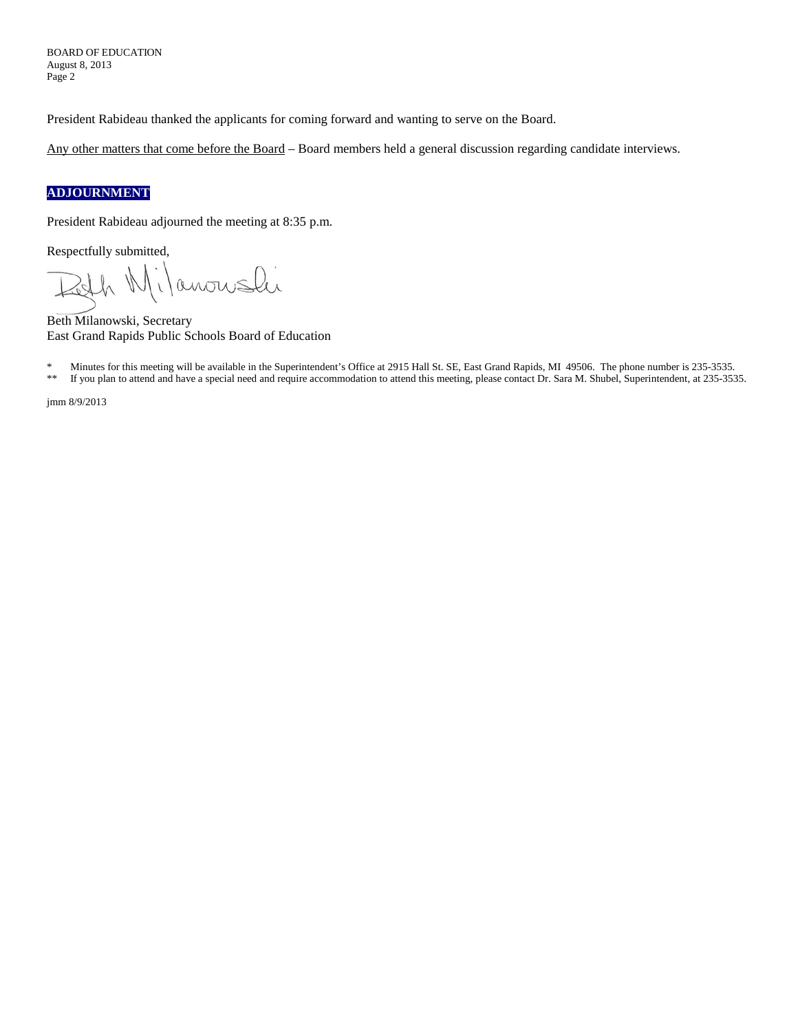President Rabideau thanked the applicants for coming forward and wanting to serve on the Board.

Any other matters that come before the Board – Board members held a general discussion regarding candidate interviews.

## ADJOURNMENT

President Rabideau adjourned the meeting at 8:35 p.m.

Respectfully submitted,

Beth Milanowski, Secretary
East Grand Rapids Public Schools Board of Education

\* Minutes for this meeting will be available in the Superintendent's Office at 2915 Hall St. SE, East Grand Rapids, MI 49506. The phone number is 235-3535.
\*\* If you plan to attend and have a special need and require accommodation to attend this meeting, please contact Dr. Sara M. Shubel, Superintendent, at 235-3535.

jmm 8/9/2013